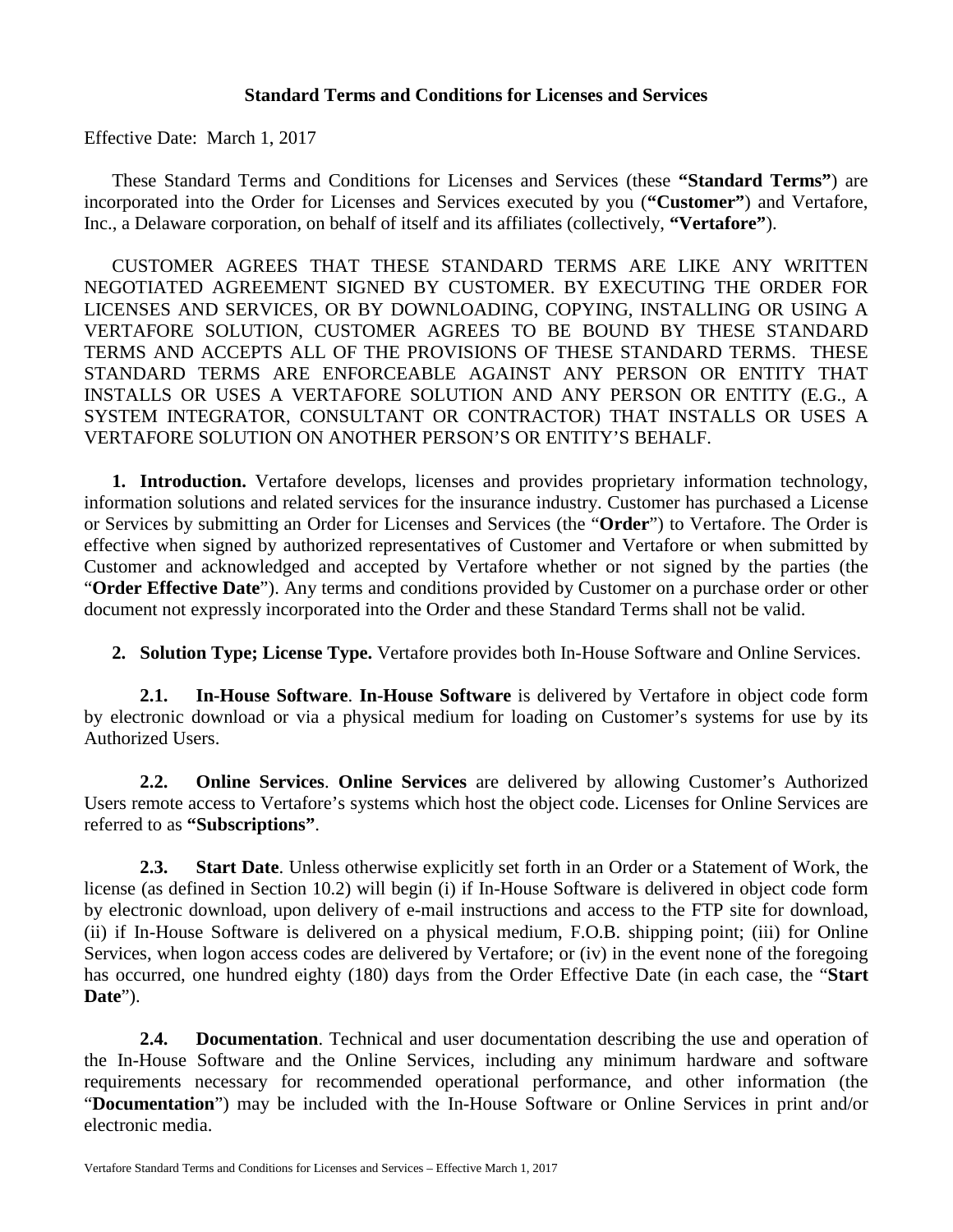# Standard Terms and Conditions for Licenses and Services

Effective Date: March 1, 2017

These Standard Terms and Conditions for Licenses and Services (these **"Standard Terms"**) are incorporated into the Order for Licenses and Services executed by you (**"Customer"**) and Vertafore, Inc., a Delaware corporation, on behalf of itself and its affiliates (collectively, **"Vertafore"**).

CUSTOMER AGREES THAT THESE STANDARD TERMS ARE LIKE ANY WRITTEN NEGOTIATED AGREEMENT SIGNED BY CUSTOMER. BY EXECUTING THE ORDER FOR LICENSES AND SERVICES, OR BY DOWNLOADING, COPYING, INSTALLING OR USING A VERTAFORE SOLUTION, CUSTOMER AGREES TO BE BOUND BY THESE STANDARD TERMS AND ACCEPTS ALL OF THE PROVISIONS OF THESE STANDARD TERMS. THESE STANDARD TERMS ARE ENFORCEABLE AGAINST ANY PERSON OR ENTITY THAT INSTALLS OR USES A VERTAFORE SOLUTION AND ANY PERSON OR ENTITY (E.G., A SYSTEM INTEGRATOR, CONSULTANT OR CONTRACTOR) THAT INSTALLS OR USES A VERTAFORE SOLUTION ON ANOTHER PERSON'S OR ENTITY'S BEHALF.

**1. Introduction.** Vertafore develops, licenses and provides proprietary information technology, information solutions and related services for the insurance industry. Customer has purchased a License or Services by submitting an Order for Licenses and Services (the "**Order**") to Vertafore. The Order is effective when signed by authorized representatives of Customer and Vertafore or when submitted by Customer and acknowledged and accepted by Vertafore whether or not signed by the parties (the "**Order Effective Date**"). Any terms and conditions provided by Customer on a purchase order or other document not expressly incorporated into the Order and these Standard Terms shall not be valid.

**2. Solution Type; License Type.** Vertafore provides both In-House Software and Online Services.

**2.1. In-House Software**. **In-House Software** is delivered by Vertafore in object code form by electronic download or via a physical medium for loading on Customer's systems for use by its Authorized Users.

**2.2. Online Services**. **Online Services** are delivered by allowing Customer's Authorized Users remote access to Vertafore's systems which host the object code. Licenses for Online Services are referred to as **"Subscriptions"**.

**2.3. Start Date**. Unless otherwise explicitly set forth in an Order or a Statement of Work, the license (as defined in Section 10.2) will begin (i) if In-House Software is delivered in object code form by electronic download, upon delivery of e-mail instructions and access to the FTP site for download, (ii) if In-House Software is delivered on a physical medium, F.O.B. shipping point; (iii) for Online Services, when logon access codes are delivered by Vertafore; or (iv) in the event none of the foregoing has occurred, one hundred eighty (180) days from the Order Effective Date (in each case, the "**Start Date**").

**2.4. Documentation**. Technical and user documentation describing the use and operation of the In-House Software and the Online Services, including any minimum hardware and software requirements necessary for recommended operational performance, and other information (the "**Documentation**") may be included with the In-House Software or Online Services in print and/or electronic media.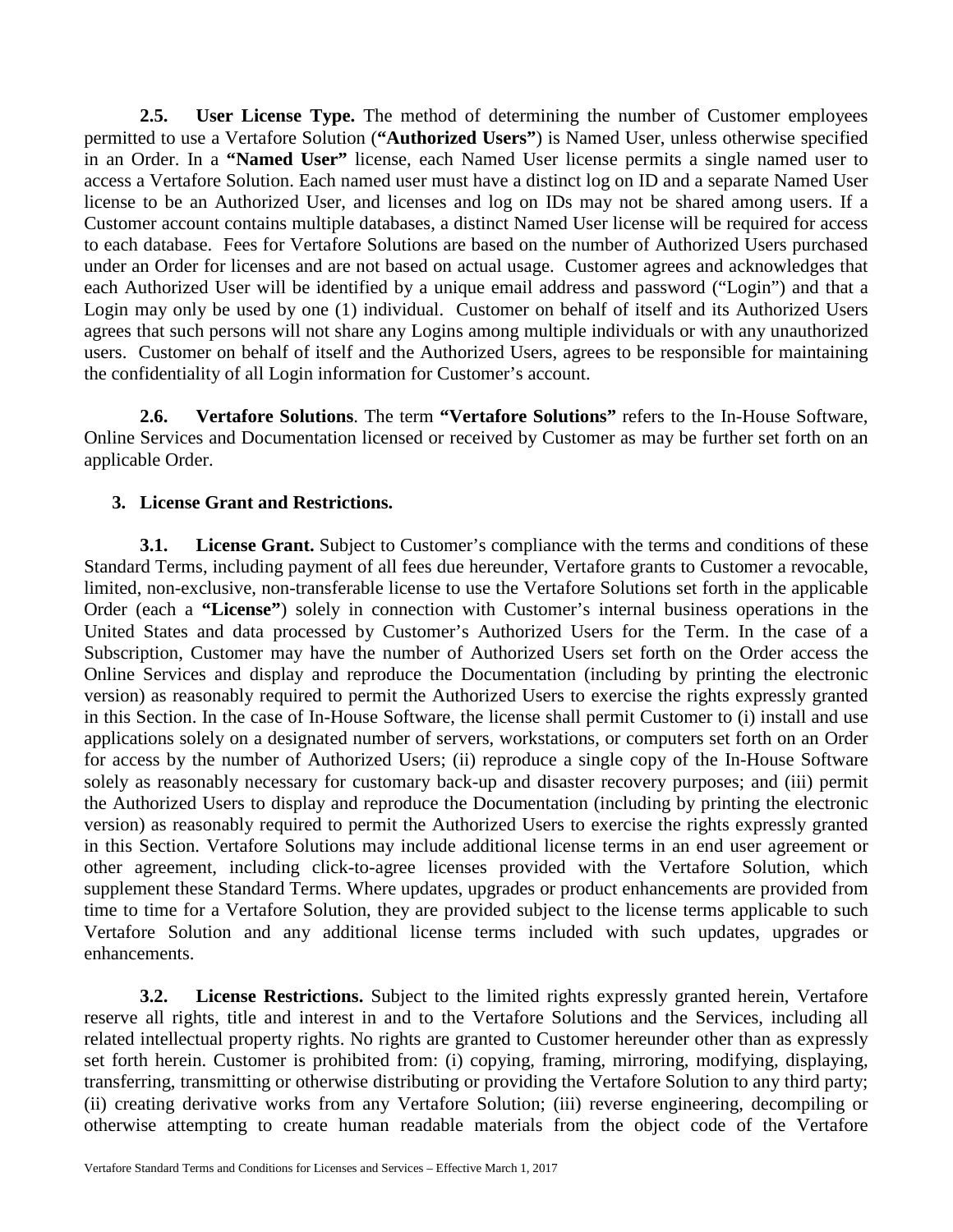**2.5. User License Type.** The method of determining the number of Customer employees permitted to use a Vertafore Solution (**"Authorized Users"**) is Named User, unless otherwise specified in an Order. In a **"Named User"** license, each Named User license permits a single named user to access a Vertafore Solution. Each named user must have a distinct log on ID and a separate Named User license to be an Authorized User, and licenses and log on IDs may not be shared among users. If a Customer account contains multiple databases, a distinct Named User license will be required for access to each database. Fees for Vertafore Solutions are based on the number of Authorized Users purchased under an Order for licenses and are not based on actual usage. Customer agrees and acknowledges that each Authorized User will be identified by a unique email address and password ("Login") and that a Login may only be used by one (1) individual. Customer on behalf of itself and its Authorized Users agrees that such persons will not share any Logins among multiple individuals or with any unauthorized users. Customer on behalf of itself and the Authorized Users, agrees to be responsible for maintaining the confidentiality of all Login information for Customer's account.

**2.6. Vertafore Solutions**. The term **"Vertafore Solutions"** refers to the In-House Software, Online Services and Documentation licensed or received by Customer as may be further set forth on an applicable Order.

## 3. License Grant and Restrictions.

**3.1. License Grant.** Subject to Customer's compliance with the terms and conditions of these Standard Terms, including payment of all fees due hereunder, Vertafore grants to Customer a revocable, limited, non-exclusive, non-transferable license to use the Vertafore Solutions set forth in the applicable Order (each a **"License"**) solely in connection with Customer's internal business operations in the United States and data processed by Customer's Authorized Users for the Term. In the case of a Subscription, Customer may have the number of Authorized Users set forth on the Order access the Online Services and display and reproduce the Documentation (including by printing the electronic version) as reasonably required to permit the Authorized Users to exercise the rights expressly granted in this Section. In the case of In-House Software, the license shall permit Customer to (i) install and use applications solely on a designated number of servers, workstations, or computers set forth on an Order for access by the number of Authorized Users; (ii) reproduce a single copy of the In-House Software solely as reasonably necessary for customary back-up and disaster recovery purposes; and (iii) permit the Authorized Users to display and reproduce the Documentation (including by printing the electronic version) as reasonably required to permit the Authorized Users to exercise the rights expressly granted in this Section. Vertafore Solutions may include additional license terms in an end user agreement or other agreement, including click-to-agree licenses provided with the Vertafore Solution, which supplement these Standard Terms. Where updates, upgrades or product enhancements are provided from time to time for a Vertafore Solution, they are provided subject to the license terms applicable to such Vertafore Solution and any additional license terms included with such updates, upgrades or enhancements.

**3.2. License Restrictions.** Subject to the limited rights expressly granted herein, Vertafore reserve all rights, title and interest in and to the Vertafore Solutions and the Services, including all related intellectual property rights. No rights are granted to Customer hereunder other than as expressly set forth herein. Customer is prohibited from: (i) copying, framing, mirroring, modifying, displaying, transferring, transmitting or otherwise distributing or providing the Vertafore Solution to any third party; (ii) creating derivative works from any Vertafore Solution; (iii) reverse engineering, decompiling or otherwise attempting to create human readable materials from the object code of the Vertafore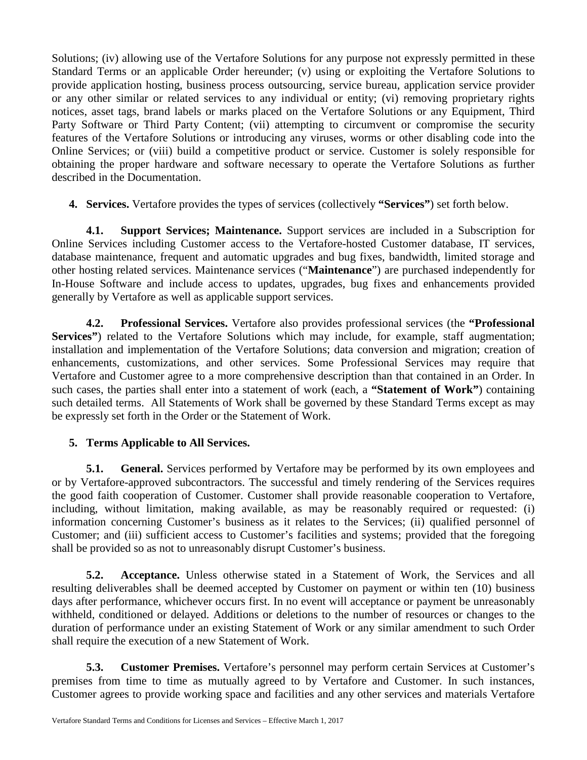Solutions; (iv) allowing use of the Vertafore Solutions for any purpose not expressly permitted in these Standard Terms or an applicable Order hereunder; (v) using or exploiting the Vertafore Solutions to provide application hosting, business process outsourcing, service bureau, application service provider or any other similar or related services to any individual or entity; (vi) removing proprietary rights notices, asset tags, brand labels or marks placed on the Vertafore Solutions or any Equipment, Third Party Software or Third Party Content; (vii) attempting to circumvent or compromise the security features of the Vertafore Solutions or introducing any viruses, worms or other disabling code into the Online Services; or (viii) build a competitive product or service. Customer is solely responsible for obtaining the proper hardware and software necessary to operate the Vertafore Solutions as further described in the Documentation.

**4. Services.** Vertafore provides the types of services (collectively **"Services"**) set forth below.

**4.1. Support Services; Maintenance.** Support services are included in a Subscription for Online Services including Customer access to the Vertafore-hosted Customer database, IT services, database maintenance, frequent and automatic upgrades and bug fixes, bandwidth, limited storage and other hosting related services. Maintenance services ("**Maintenance**") are purchased independently for In-House Software and include access to updates, upgrades, bug fixes and enhancements provided generally by Vertafore as well as applicable support services.

**4.2. Professional Services.** Vertafore also provides professional services (the **"Professional Services"**) related to the Vertafore Solutions which may include, for example, staff augmentation; installation and implementation of the Vertafore Solutions; data conversion and migration; creation of enhancements, customizations, and other services. Some Professional Services may require that Vertafore and Customer agree to a more comprehensive description than that contained in an Order. In such cases, the parties shall enter into a statement of work (each, a **"Statement of Work"**) containing such detailed terms. All Statements of Work shall be governed by these Standard Terms except as may be expressly set forth in the Order or the Statement of Work.

**5. Terms Applicable to All Services.**

**5.1. General.** Services performed by Vertafore may be performed by its own employees and or by Vertafore-approved subcontractors. The successful and timely rendering of the Services requires the good faith cooperation of Customer. Customer shall provide reasonable cooperation to Vertafore, including, without limitation, making available, as may be reasonably required or requested: (i) information concerning Customer's business as it relates to the Services; (ii) qualified personnel of Customer; and (iii) sufficient access to Customer's facilities and systems; provided that the foregoing shall be provided so as not to unreasonably disrupt Customer's business.

**5.2. Acceptance.** Unless otherwise stated in a Statement of Work, the Services and all resulting deliverables shall be deemed accepted by Customer on payment or within ten (10) business days after performance, whichever occurs first. In no event will acceptance or payment be unreasonably withheld, conditioned or delayed. Additions or deletions to the number of resources or changes to the duration of performance under an existing Statement of Work or any similar amendment to such Order shall require the execution of a new Statement of Work.

**5.3. Customer Premises.** Vertafore's personnel may perform certain Services at Customer's premises from time to time as mutually agreed to by Vertafore and Customer. In such instances, Customer agrees to provide working space and facilities and any other services and materials Vertafore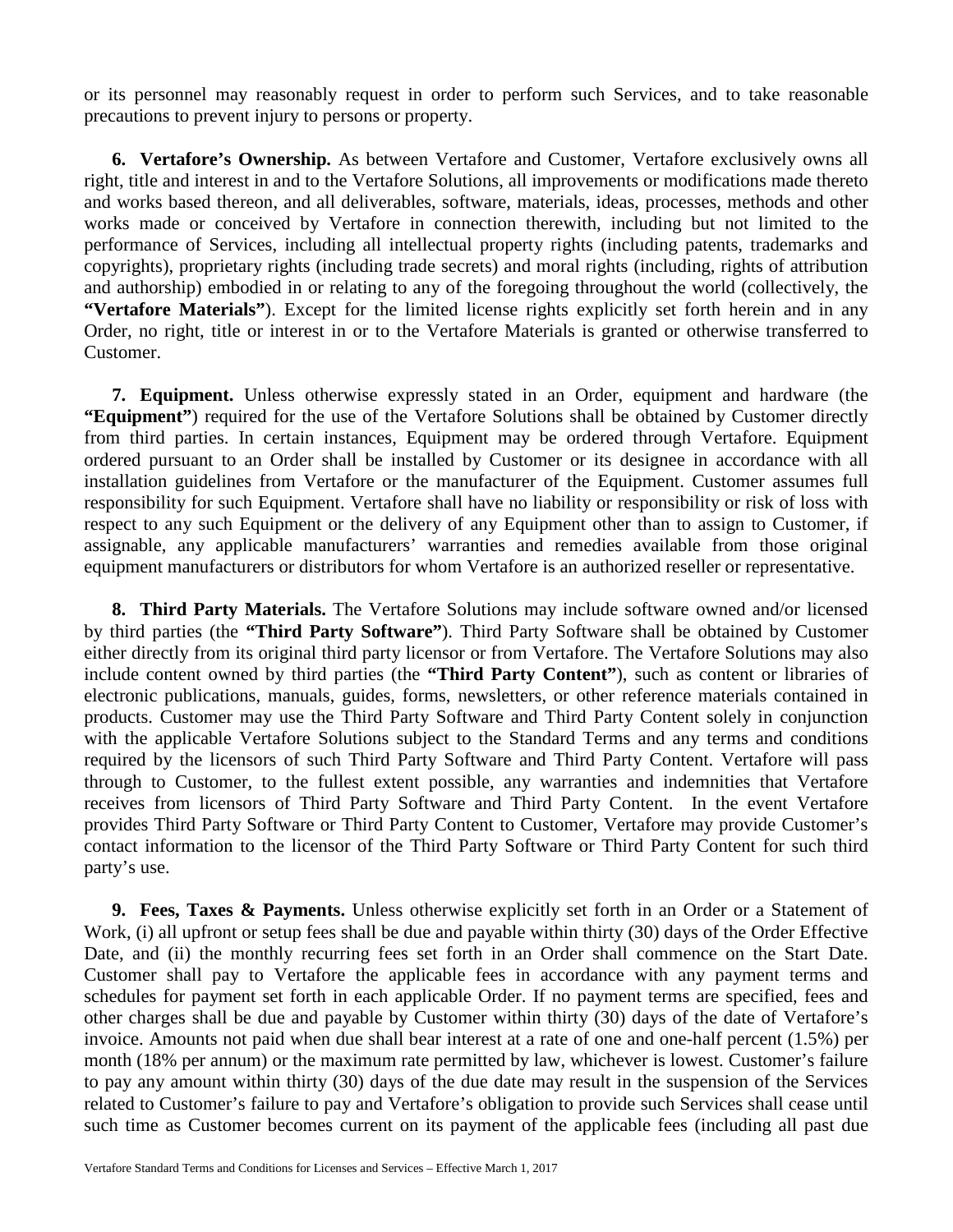or its personnel may reasonably request in order to perform such Services, and to take reasonable precautions to prevent injury to persons or property.

**6. Vertafore's Ownership.** As between Vertafore and Customer, Vertafore exclusively owns all right, title and interest in and to the Vertafore Solutions, all improvements or modifications made thereto and works based thereon, and all deliverables, software, materials, ideas, processes, methods and other works made or conceived by Vertafore in connection therewith, including but not limited to the performance of Services, including all intellectual property rights (including patents, trademarks and copyrights), proprietary rights (including trade secrets) and moral rights (including, rights of attribution and authorship) embodied in or relating to any of the foregoing throughout the world (collectively, the **"Vertafore Materials"**). Except for the limited license rights explicitly set forth herein and in any Order, no right, title or interest in or to the Vertafore Materials is granted or otherwise transferred to Customer.

**7. Equipment.** Unless otherwise expressly stated in an Order, equipment and hardware (the **"Equipment"**) required for the use of the Vertafore Solutions shall be obtained by Customer directly from third parties. In certain instances, Equipment may be ordered through Vertafore. Equipment ordered pursuant to an Order shall be installed by Customer or its designee in accordance with all installation guidelines from Vertafore or the manufacturer of the Equipment. Customer assumes full responsibility for such Equipment. Vertafore shall have no liability or responsibility or risk of loss with respect to any such Equipment or the delivery of any Equipment other than to assign to Customer, if assignable, any applicable manufacturers' warranties and remedies available from those original equipment manufacturers or distributors for whom Vertafore is an authorized reseller or representative.

**8. Third Party Materials.** The Vertafore Solutions may include software owned and/or licensed by third parties (the **"Third Party Software"**). Third Party Software shall be obtained by Customer either directly from its original third party licensor or from Vertafore. The Vertafore Solutions may also include content owned by third parties (the **"Third Party Content"**), such as content or libraries of electronic publications, manuals, guides, forms, newsletters, or other reference materials contained in products. Customer may use the Third Party Software and Third Party Content solely in conjunction with the applicable Vertafore Solutions subject to the Standard Terms and any terms and conditions required by the licensors of such Third Party Software and Third Party Content. Vertafore will pass through to Customer, to the fullest extent possible, any warranties and indemnities that Vertafore receives from licensors of Third Party Software and Third Party Content. In the event Vertafore provides Third Party Software or Third Party Content to Customer, Vertafore may provide Customer's contact information to the licensor of the Third Party Software or Third Party Content for such third party's use.

**9. Fees, Taxes & Payments.** Unless otherwise explicitly set forth in an Order or a Statement of Work, (i) all upfront or setup fees shall be due and payable within thirty (30) days of the Order Effective Date, and (ii) the monthly recurring fees set forth in an Order shall commence on the Start Date. Customer shall pay to Vertafore the applicable fees in accordance with any payment terms and schedules for payment set forth in each applicable Order. If no payment terms are specified, fees and other charges shall be due and payable by Customer within thirty (30) days of the date of Vertafore's invoice. Amounts not paid when due shall bear interest at a rate of one and one-half percent (1.5%) per month (18% per annum) or the maximum rate permitted by law, whichever is lowest. Customer's failure to pay any amount within thirty (30) days of the due date may result in the suspension of the Services related to Customer's failure to pay and Vertafore's obligation to provide such Services shall cease until such time as Customer becomes current on its payment of the applicable fees (including all past due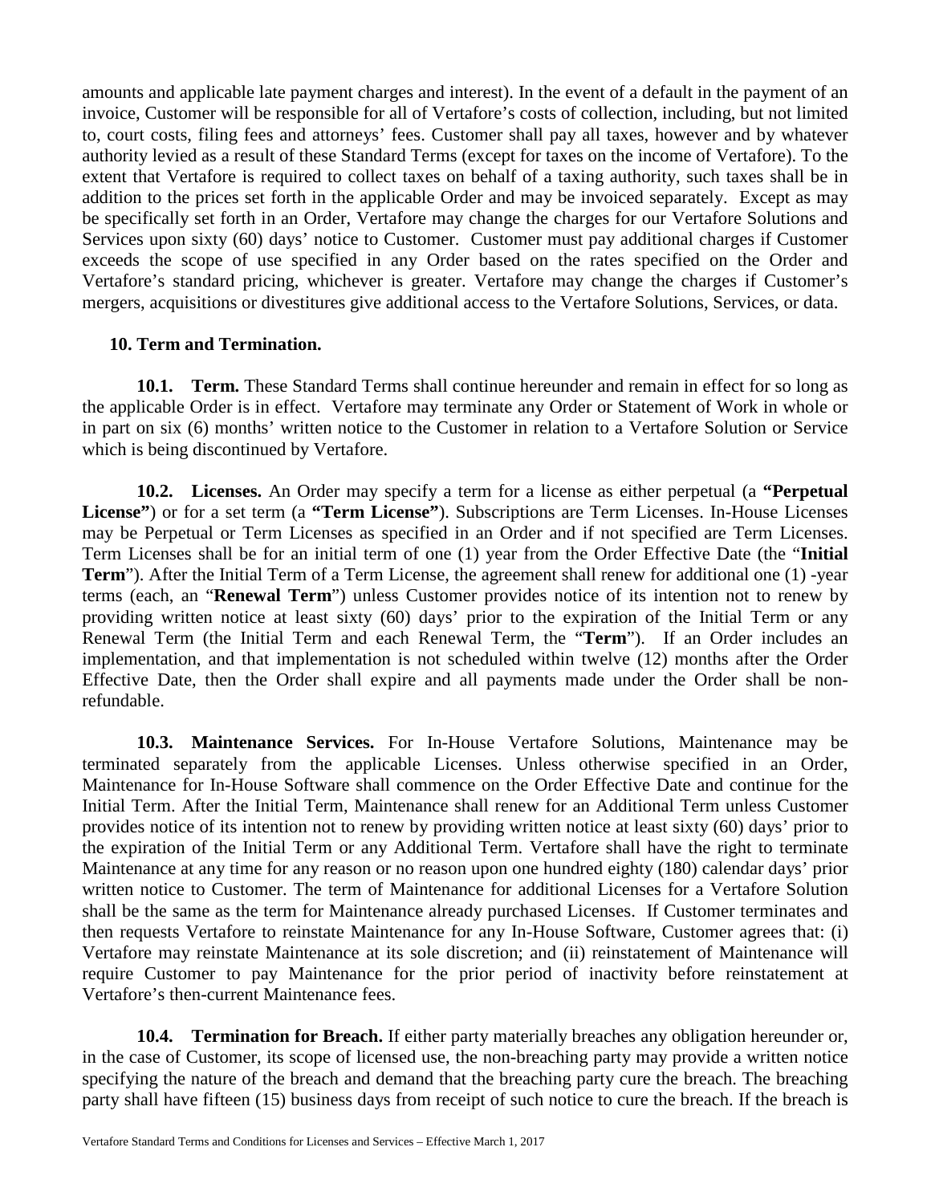amounts and applicable late payment charges and interest). In the event of a default in the payment of an invoice, Customer will be responsible for all of Vertafore's costs of collection, including, but not limited to, court costs, filing fees and attorneys' fees. Customer shall pay all taxes, however and by whatever authority levied as a result of these Standard Terms (except for taxes on the income of Vertafore). To the extent that Vertafore is required to collect taxes on behalf of a taxing authority, such taxes shall be in addition to the prices set forth in the applicable Order and may be invoiced separately. Except as may be specifically set forth in an Order, Vertafore may change the charges for our Vertafore Solutions and Services upon sixty (60) days' notice to Customer. Customer must pay additional charges if Customer exceeds the scope of use specified in any Order based on the rates specified on the Order and Vertafore's standard pricing, whichever is greater. Vertafore may change the charges if Customer's mergers, acquisitions or divestitures give additional access to the Vertafore Solutions, Services, or data.

## 10. Term and Termination.

**10.1. Term.** These Standard Terms shall continue hereunder and remain in effect for so long as the applicable Order is in effect. Vertafore may terminate any Order or Statement of Work in whole or in part on six (6) months' written notice to the Customer in relation to a Vertafore Solution or Service which is being discontinued by Vertafore.

**10.2. Licenses.** An Order may specify a term for a license as either perpetual (a **"Perpetual License"**) or for a set term (a **"Term License"**). Subscriptions are Term Licenses. In-House Licenses may be Perpetual or Term Licenses as specified in an Order and if not specified are Term Licenses. Term Licenses shall be for an initial term of one (1) year from the Order Effective Date (the "**Initial Term**"). After the Initial Term of a Term License, the agreement shall renew for additional one (1) -year terms (each, an "**Renewal Term**") unless Customer provides notice of its intention not to renew by providing written notice at least sixty (60) days' prior to the expiration of the Initial Term or any Renewal Term (the Initial Term and each Renewal Term, the "**Term**"). If an Order includes an implementation, and that implementation is not scheduled within twelve (12) months after the Order Effective Date, then the Order shall expire and all payments made under the Order shall be non-refundable.

**10.3. Maintenance Services.** For In-House Vertafore Solutions, Maintenance may be terminated separately from the applicable Licenses. Unless otherwise specified in an Order, Maintenance for In-House Software shall commence on the Order Effective Date and continue for the Initial Term. After the Initial Term, Maintenance shall renew for an Additional Term unless Customer provides notice of its intention not to renew by providing written notice at least sixty (60) days' prior to the expiration of the Initial Term or any Additional Term. Vertafore shall have the right to terminate Maintenance at any time for any reason or no reason upon one hundred eighty (180) calendar days' prior written notice to Customer. The term of Maintenance for additional Licenses for a Vertafore Solution shall be the same as the term for Maintenance already purchased Licenses. If Customer terminates and then requests Vertafore to reinstate Maintenance for any In-House Software, Customer agrees that: (i) Vertafore may reinstate Maintenance at its sole discretion; and (ii) reinstatement of Maintenance will require Customer to pay Maintenance for the prior period of inactivity before reinstatement at Vertafore's then-current Maintenance fees.

**10.4. Termination for Breach.** If either party materially breaches any obligation hereunder or, in the case of Customer, its scope of licensed use, the non-breaching party may provide a written notice specifying the nature of the breach and demand that the breaching party cure the breach. The breaching party shall have fifteen (15) business days from receipt of such notice to cure the breach. If the breach is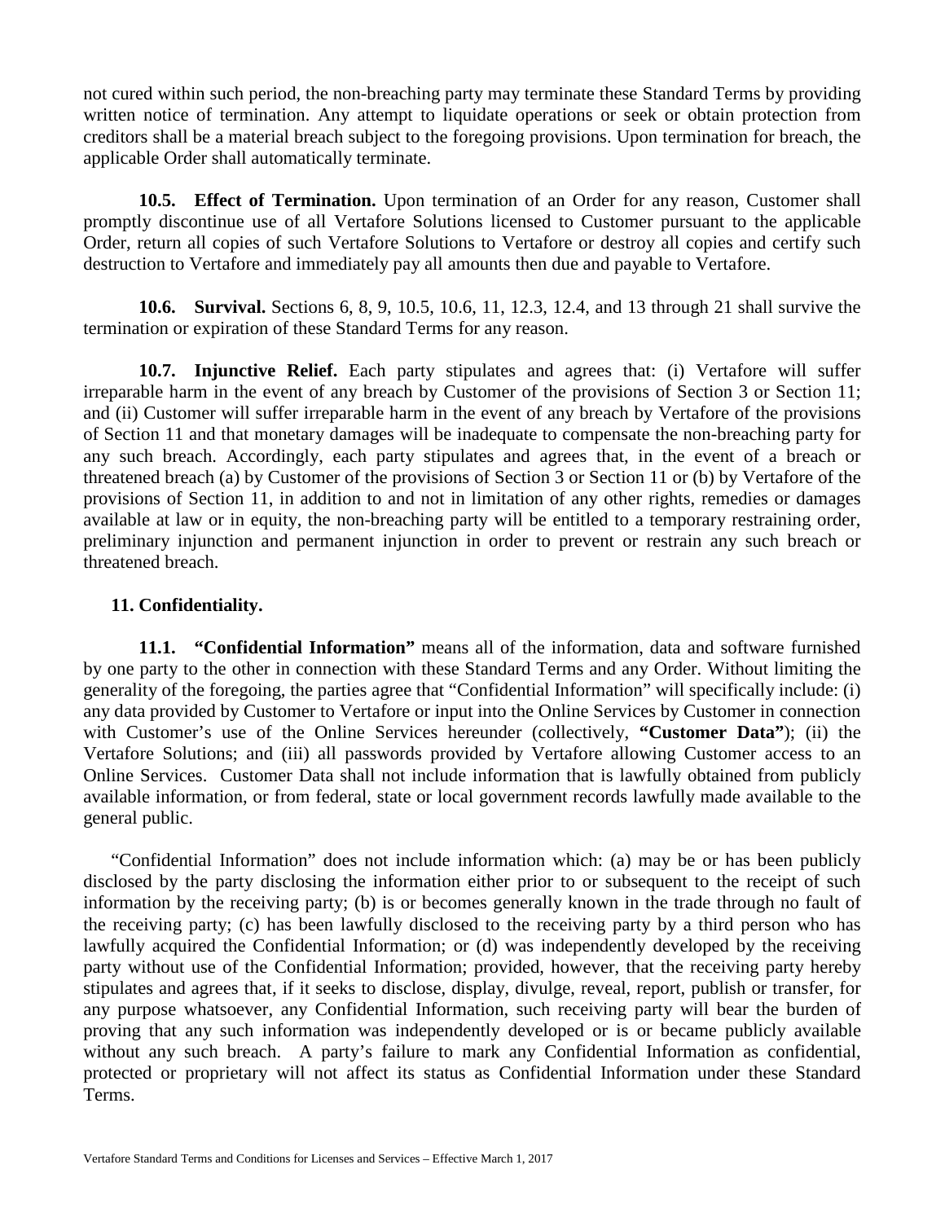not cured within such period, the non-breaching party may terminate these Standard Terms by providing written notice of termination. Any attempt to liquidate operations or seek or obtain protection from creditors shall be a material breach subject to the foregoing provisions. Upon termination for breach, the applicable Order shall automatically terminate.

**10.5. Effect of Termination.** Upon termination of an Order for any reason, Customer shall promptly discontinue use of all Vertafore Solutions licensed to Customer pursuant to the applicable Order, return all copies of such Vertafore Solutions to Vertafore or destroy all copies and certify such destruction to Vertafore and immediately pay all amounts then due and payable to Vertafore.

**10.6. Survival.** Sections 6, 8, 9, 10.5, 10.6, 11, 12.3, 12.4, and 13 through 21 shall survive the termination or expiration of these Standard Terms for any reason.

**10.7. Injunctive Relief.** Each party stipulates and agrees that: (i) Vertafore will suffer irreparable harm in the event of any breach by Customer of the provisions of Section 3 or Section 11; and (ii) Customer will suffer irreparable harm in the event of any breach by Vertafore of the provisions of Section 11 and that monetary damages will be inadequate to compensate the non-breaching party for any such breach. Accordingly, each party stipulates and agrees that, in the event of a breach or threatened breach (a) by Customer of the provisions of Section 3 or Section 11 or (b) by Vertafore of the provisions of Section 11, in addition to and not in limitation of any other rights, remedies or damages available at law or in equity, the non-breaching party will be entitled to a temporary restraining order, preliminary injunction and permanent injunction in order to prevent or restrain any such breach or threatened breach.

## 11. Confidentiality.

**11.1. "Confidential Information"** means all of the information, data and software furnished by one party to the other in connection with these Standard Terms and any Order. Without limiting the generality of the foregoing, the parties agree that "Confidential Information" will specifically include: (i) any data provided by Customer to Vertafore or input into the Online Services by Customer in connection with Customer's use of the Online Services hereunder (collectively, **"Customer Data"**); (ii) the Vertafore Solutions; and (iii) all passwords provided by Vertafore allowing Customer access to an Online Services. Customer Data shall not include information that is lawfully obtained from publicly available information, or from federal, state or local government records lawfully made available to the general public.

"Confidential Information" does not include information which: (a) may be or has been publicly disclosed by the party disclosing the information either prior to or subsequent to the receipt of such information by the receiving party; (b) is or becomes generally known in the trade through no fault of the receiving party; (c) has been lawfully disclosed to the receiving party by a third person who has lawfully acquired the Confidential Information; or (d) was independently developed by the receiving party without use of the Confidential Information; provided, however, that the receiving party hereby stipulates and agrees that, if it seeks to disclose, display, divulge, reveal, report, publish or transfer, for any purpose whatsoever, any Confidential Information, such receiving party will bear the burden of proving that any such information was independently developed or is or became publicly available without any such breach. A party's failure to mark any Confidential Information as confidential, protected or proprietary will not affect its status as Confidential Information under these Standard Terms.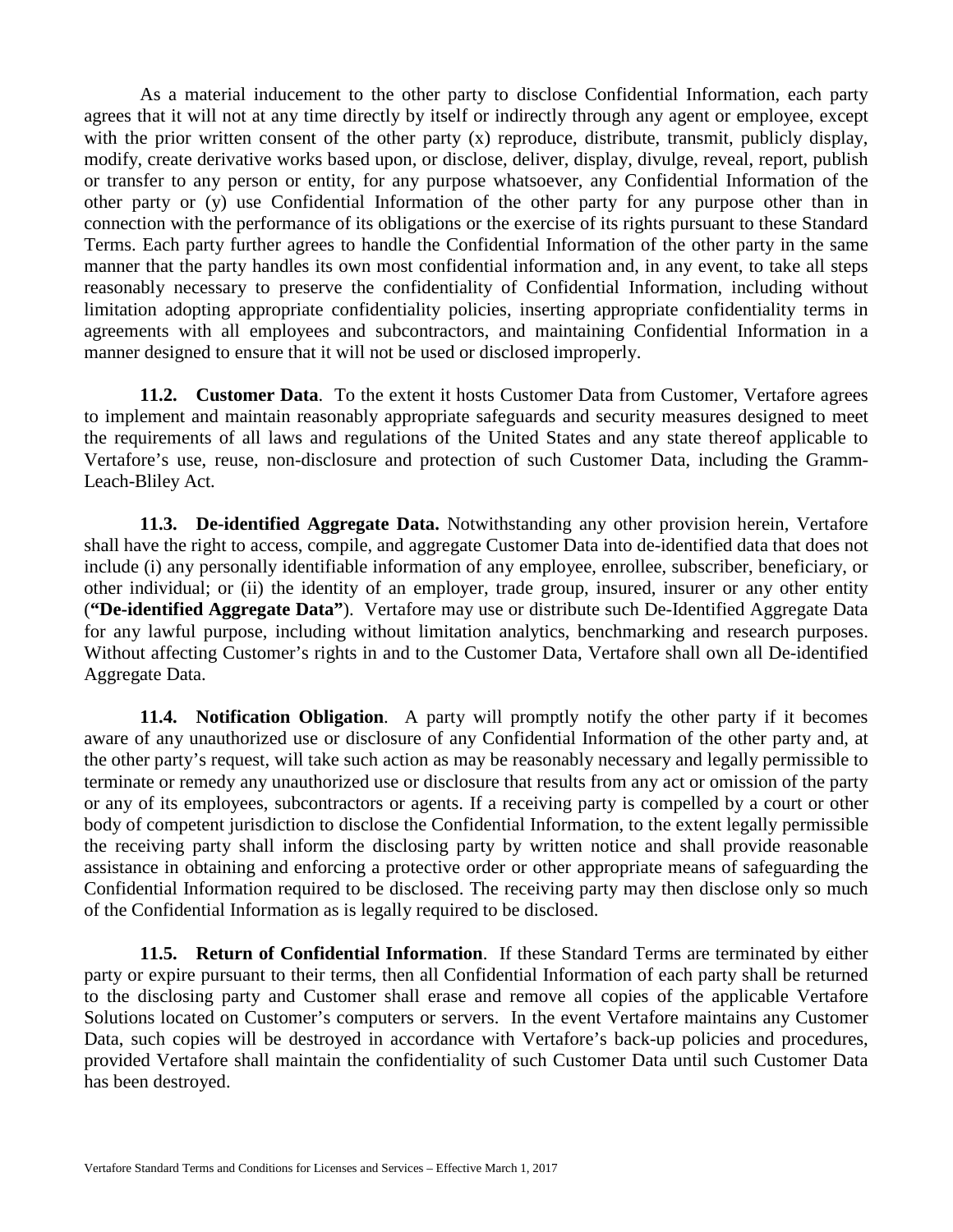As a material inducement to the other party to disclose Confidential Information, each party agrees that it will not at any time directly by itself or indirectly through any agent or employee, except with the prior written consent of the other party (x) reproduce, distribute, transmit, publicly display, modify, create derivative works based upon, or disclose, deliver, display, divulge, reveal, report, publish or transfer to any person or entity, for any purpose whatsoever, any Confidential Information of the other party or (y) use Confidential Information of the other party for any purpose other than in connection with the performance of its obligations or the exercise of its rights pursuant to these Standard Terms. Each party further agrees to handle the Confidential Information of the other party in the same manner that the party handles its own most confidential information and, in any event, to take all steps reasonably necessary to preserve the confidentiality of Confidential Information, including without limitation adopting appropriate confidentiality policies, inserting appropriate confidentiality terms in agreements with all employees and subcontractors, and maintaining Confidential Information in a manner designed to ensure that it will not be used or disclosed improperly.

**11.2. Customer Data**. To the extent it hosts Customer Data from Customer, Vertafore agrees to implement and maintain reasonably appropriate safeguards and security measures designed to meet the requirements of all laws and regulations of the United States and any state thereof applicable to Vertafore's use, reuse, non-disclosure and protection of such Customer Data, including the Gramm-Leach-Bliley Act.

**11.3. De-identified Aggregate Data.** Notwithstanding any other provision herein, Vertafore shall have the right to access, compile, and aggregate Customer Data into de-identified data that does not include (i) any personally identifiable information of any employee, enrollee, subscriber, beneficiary, or other individual; or (ii) the identity of an employer, trade group, insured, insurer or any other entity (**"De-identified Aggregate Data"**). Vertafore may use or distribute such De-Identified Aggregate Data for any lawful purpose, including without limitation analytics, benchmarking and research purposes. Without affecting Customer's rights in and to the Customer Data, Vertafore shall own all De-identified Aggregate Data.

**11.4. Notification Obligation**. A party will promptly notify the other party if it becomes aware of any unauthorized use or disclosure of any Confidential Information of the other party and, at the other party's request, will take such action as may be reasonably necessary and legally permissible to terminate or remedy any unauthorized use or disclosure that results from any act or omission of the party or any of its employees, subcontractors or agents. If a receiving party is compelled by a court or other body of competent jurisdiction to disclose the Confidential Information, to the extent legally permissible the receiving party shall inform the disclosing party by written notice and shall provide reasonable assistance in obtaining and enforcing a protective order or other appropriate means of safeguarding the Confidential Information required to be disclosed. The receiving party may then disclose only so much of the Confidential Information as is legally required to be disclosed.

**11.5. Return of Confidential Information**. If these Standard Terms are terminated by either party or expire pursuant to their terms, then all Confidential Information of each party shall be returned to the disclosing party and Customer shall erase and remove all copies of the applicable Vertafore Solutions located on Customer's computers or servers. In the event Vertafore maintains any Customer Data, such copies will be destroyed in accordance with Vertafore's back-up policies and procedures, provided Vertafore shall maintain the confidentiality of such Customer Data until such Customer Data has been destroyed.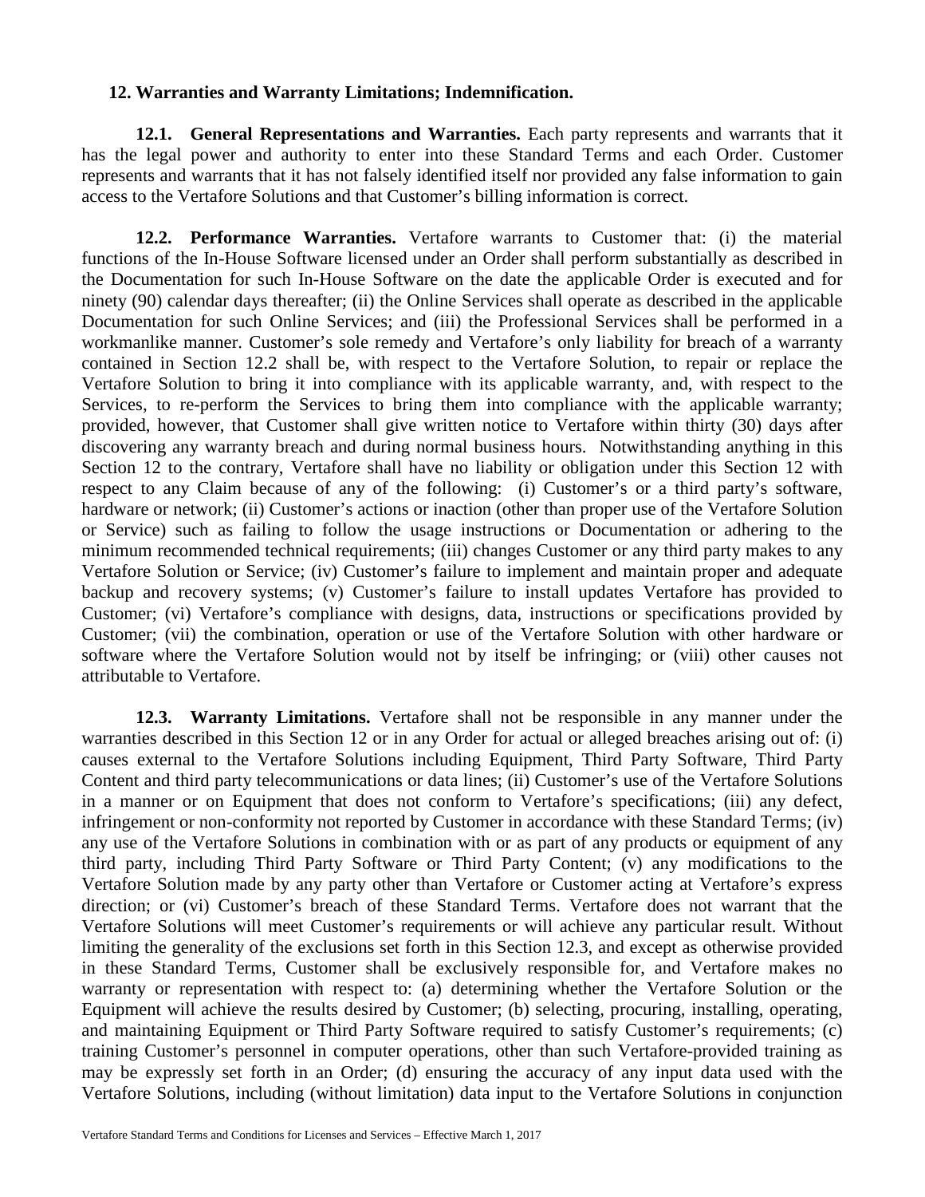## 12. Warranties and Warranty Limitations; Indemnification.

**12.1. General Representations and Warranties.** Each party represents and warrants that it has the legal power and authority to enter into these Standard Terms and each Order. Customer represents and warrants that it has not falsely identified itself nor provided any false information to gain access to the Vertafore Solutions and that Customer's billing information is correct.

**12.2. Performance Warranties.** Vertafore warrants to Customer that: (i) the material functions of the In-House Software licensed under an Order shall perform substantially as described in the Documentation for such In-House Software on the date the applicable Order is executed and for ninety (90) calendar days thereafter; (ii) the Online Services shall operate as described in the applicable Documentation for such Online Services; and (iii) the Professional Services shall be performed in a workmanlike manner. Customer's sole remedy and Vertafore's only liability for breach of a warranty contained in Section 12.2 shall be, with respect to the Vertafore Solution, to repair or replace the Vertafore Solution to bring it into compliance with its applicable warranty, and, with respect to the Services, to re-perform the Services to bring them into compliance with the applicable warranty; provided, however, that Customer shall give written notice to Vertafore within thirty (30) days after discovering any warranty breach and during normal business hours. Notwithstanding anything in this Section 12 to the contrary, Vertafore shall have no liability or obligation under this Section 12 with respect to any Claim because of any of the following: (i) Customer's or a third party's software, hardware or network; (ii) Customer's actions or inaction (other than proper use of the Vertafore Solution or Service) such as failing to follow the usage instructions or Documentation or adhering to the minimum recommended technical requirements; (iii) changes Customer or any third party makes to any Vertafore Solution or Service; (iv) Customer's failure to implement and maintain proper and adequate backup and recovery systems; (v) Customer's failure to install updates Vertafore has provided to Customer; (vi) Vertafore's compliance with designs, data, instructions or specifications provided by Customer; (vii) the combination, operation or use of the Vertafore Solution with other hardware or software where the Vertafore Solution would not by itself be infringing; or (viii) other causes not attributable to Vertafore.

**12.3. Warranty Limitations.** Vertafore shall not be responsible in any manner under the warranties described in this Section 12 or in any Order for actual or alleged breaches arising out of: (i) causes external to the Vertafore Solutions including Equipment, Third Party Software, Third Party Content and third party telecommunications or data lines; (ii) Customer's use of the Vertafore Solutions in a manner or on Equipment that does not conform to Vertafore's specifications; (iii) any defect, infringement or non-conformity not reported by Customer in accordance with these Standard Terms; (iv) any use of the Vertafore Solutions in combination with or as part of any products or equipment of any third party, including Third Party Software or Third Party Content; (v) any modifications to the Vertafore Solution made by any party other than Vertafore or Customer acting at Vertafore's express direction; or (vi) Customer's breach of these Standard Terms. Vertafore does not warrant that the Vertafore Solutions will meet Customer's requirements or will achieve any particular result. Without limiting the generality of the exclusions set forth in this Section 12.3, and except as otherwise provided in these Standard Terms, Customer shall be exclusively responsible for, and Vertafore makes no warranty or representation with respect to: (a) determining whether the Vertafore Solution or the Equipment will achieve the results desired by Customer; (b) selecting, procuring, installing, operating, and maintaining Equipment or Third Party Software required to satisfy Customer's requirements; (c) training Customer's personnel in computer operations, other than such Vertafore-provided training as may be expressly set forth in an Order; (d) ensuring the accuracy of any input data used with the Vertafore Solutions, including (without limitation) data input to the Vertafore Solutions in conjunction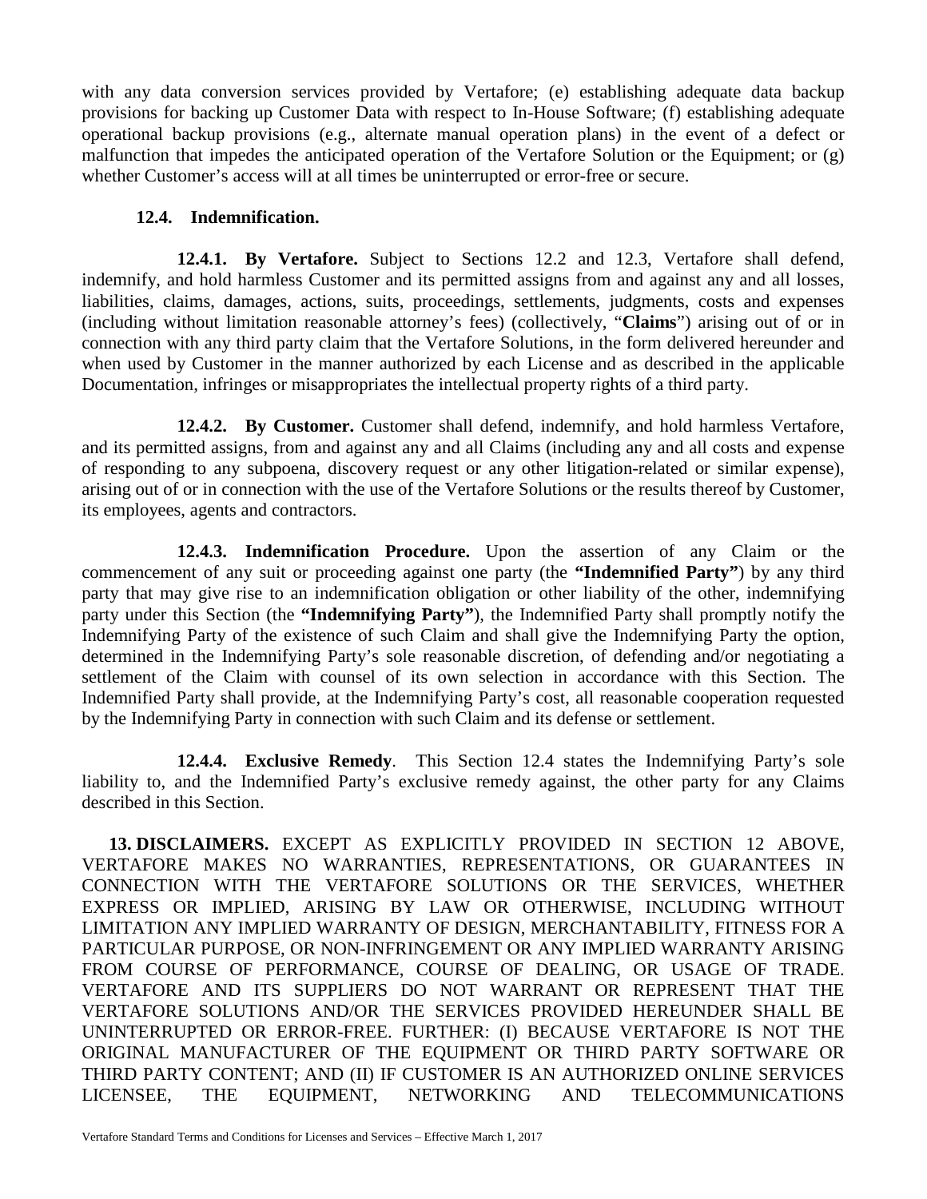with any data conversion services provided by Vertafore; (e) establishing adequate data backup provisions for backing up Customer Data with respect to In-House Software; (f) establishing adequate operational backup provisions (e.g., alternate manual operation plans) in the event of a defect or malfunction that impedes the anticipated operation of the Vertafore Solution or the Equipment; or (g) whether Customer's access will at all times be uninterrupted or error-free or secure.

**12.4. Indemnification.**

**12.4.1. By Vertafore.** Subject to Sections 12.2 and 12.3, Vertafore shall defend, indemnify, and hold harmless Customer and its permitted assigns from and against any and all losses, liabilities, claims, damages, actions, suits, proceedings, settlements, judgments, costs and expenses (including without limitation reasonable attorney's fees) (collectively, "**Claims**") arising out of or in connection with any third party claim that the Vertafore Solutions, in the form delivered hereunder and when used by Customer in the manner authorized by each License and as described in the applicable Documentation, infringes or misappropriates the intellectual property rights of a third party.

**12.4.2. By Customer.** Customer shall defend, indemnify, and hold harmless Vertafore, and its permitted assigns, from and against any and all Claims (including any and all costs and expense of responding to any subpoena, discovery request or any other litigation-related or similar expense), arising out of or in connection with the use of the Vertafore Solutions or the results thereof by Customer, its employees, agents and contractors.

**12.4.3. Indemnification Procedure.** Upon the assertion of any Claim or the commencement of any suit or proceeding against one party (the **"Indemnified Party"**) by any third party that may give rise to an indemnification obligation or other liability of the other, indemnifying party under this Section (the **"Indemnifying Party"**), the Indemnified Party shall promptly notify the Indemnifying Party of the existence of such Claim and shall give the Indemnifying Party the option, determined in the Indemnifying Party's sole reasonable discretion, of defending and/or negotiating a settlement of the Claim with counsel of its own selection in accordance with this Section. The Indemnified Party shall provide, at the Indemnifying Party's cost, all reasonable cooperation requested by the Indemnifying Party in connection with such Claim and its defense or settlement.

**12.4.4. Exclusive Remedy**. This Section 12.4 states the Indemnifying Party's sole liability to, and the Indemnified Party's exclusive remedy against, the other party for any Claims described in this Section.

**13. DISCLAIMERS.** EXCEPT AS EXPLICITLY PROVIDED IN SECTION 12 ABOVE, VERTAFORE MAKES NO WARRANTIES, REPRESENTATIONS, OR GUARANTEES IN CONNECTION WITH THE VERTAFORE SOLUTIONS OR THE SERVICES, WHETHER EXPRESS OR IMPLIED, ARISING BY LAW OR OTHERWISE, INCLUDING WITHOUT LIMITATION ANY IMPLIED WARRANTY OF DESIGN, MERCHANTABILITY, FITNESS FOR A PARTICULAR PURPOSE, OR NON-INFRINGEMENT OR ANY IMPLIED WARRANTY ARISING FROM COURSE OF PERFORMANCE, COURSE OF DEALING, OR USAGE OF TRADE. VERTAFORE AND ITS SUPPLIERS DO NOT WARRANT OR REPRESENT THAT THE VERTAFORE SOLUTIONS AND/OR THE SERVICES PROVIDED HEREUNDER SHALL BE UNINTERRUPTED OR ERROR-FREE. FURTHER: (I) BECAUSE VERTAFORE IS NOT THE ORIGINAL MANUFACTURER OF THE EQUIPMENT OR THIRD PARTY SOFTWARE OR THIRD PARTY CONTENT; AND (II) IF CUSTOMER IS AN AUTHORIZED ONLINE SERVICES LICENSEE, THE EQUIPMENT, NETWORKING AND TELECOMMUNICATIONS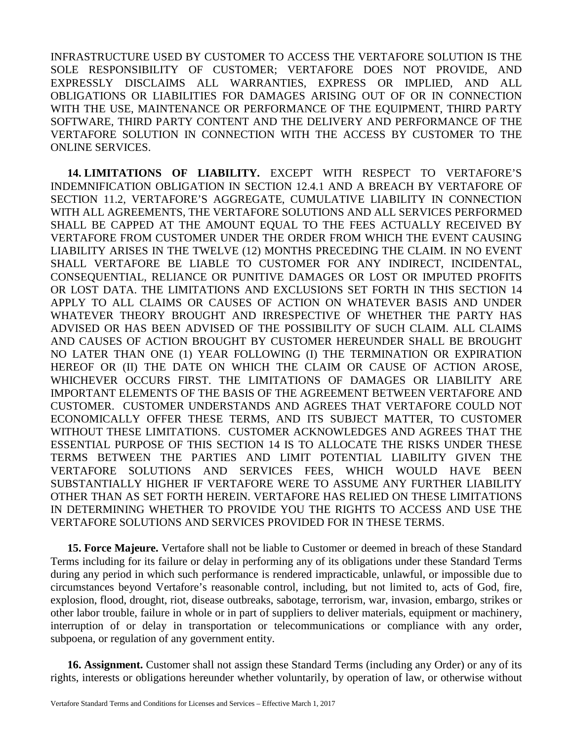INFRASTRUCTURE USED BY CUSTOMER TO ACCESS THE VERTAFORE SOLUTION IS THE SOLE RESPONSIBILITY OF CUSTOMER; VERTAFORE DOES NOT PROVIDE, AND EXPRESSLY DISCLAIMS ALL WARRANTIES, EXPRESS OR IMPLIED, AND ALL OBLIGATIONS OR LIABILITIES FOR DAMAGES ARISING OUT OF OR IN CONNECTION WITH THE USE, MAINTENANCE OR PERFORMANCE OF THE EQUIPMENT, THIRD PARTY SOFTWARE, THIRD PARTY CONTENT AND THE DELIVERY AND PERFORMANCE OF THE VERTAFORE SOLUTION IN CONNECTION WITH THE ACCESS BY CUSTOMER TO THE ONLINE SERVICES.

**14. LIMITATIONS OF LIABILITY.** EXCEPT WITH RESPECT TO VERTAFORE'S INDEMNIFICATION OBLIGATION IN SECTION 12.4.1 AND A BREACH BY VERTAFORE OF SECTION 11.2, VERTAFORE'S AGGREGATE, CUMULATIVE LIABILITY IN CONNECTION WITH ALL AGREEMENTS, THE VERTAFORE SOLUTIONS AND ALL SERVICES PERFORMED SHALL BE CAPPED AT THE AMOUNT EQUAL TO THE FEES ACTUALLY RECEIVED BY VERTAFORE FROM CUSTOMER UNDER THE ORDER FROM WHICH THE EVENT CAUSING LIABILITY ARISES IN THE TWELVE (12) MONTHS PRECEDING THE CLAIM. IN NO EVENT SHALL VERTAFORE BE LIABLE TO CUSTOMER FOR ANY INDIRECT, INCIDENTAL, CONSEQUENTIAL, RELIANCE OR PUNITIVE DAMAGES OR LOST OR IMPUTED PROFITS OR LOST DATA. THE LIMITATIONS AND EXCLUSIONS SET FORTH IN THIS SECTION 14 APPLY TO ALL CLAIMS OR CAUSES OF ACTION ON WHATEVER BASIS AND UNDER WHATEVER THEORY BROUGHT AND IRRESPECTIVE OF WHETHER THE PARTY HAS ADVISED OR HAS BEEN ADVISED OF THE POSSIBILITY OF SUCH CLAIM. ALL CLAIMS AND CAUSES OF ACTION BROUGHT BY CUSTOMER HEREUNDER SHALL BE BROUGHT NO LATER THAN ONE (1) YEAR FOLLOWING (I) THE TERMINATION OR EXPIRATION HEREOF OR (II) THE DATE ON WHICH THE CLAIM OR CAUSE OF ACTION AROSE, WHICHEVER OCCURS FIRST. THE LIMITATIONS OF DAMAGES OR LIABILITY ARE IMPORTANT ELEMENTS OF THE BASIS OF THE AGREEMENT BETWEEN VERTAFORE AND CUSTOMER. CUSTOMER UNDERSTANDS AND AGREES THAT VERTAFORE COULD NOT ECONOMICALLY OFFER THESE TERMS, AND ITS SUBJECT MATTER, TO CUSTOMER WITHOUT THESE LIMITATIONS. CUSTOMER ACKNOWLEDGES AND AGREES THAT THE ESSENTIAL PURPOSE OF THIS SECTION 14 IS TO ALLOCATE THE RISKS UNDER THESE TERMS BETWEEN THE PARTIES AND LIMIT POTENTIAL LIABILITY GIVEN THE VERTAFORE SOLUTIONS AND SERVICES FEES, WHICH WOULD HAVE BEEN SUBSTANTIALLY HIGHER IF VERTAFORE WERE TO ASSUME ANY FURTHER LIABILITY OTHER THAN AS SET FORTH HEREIN. VERTAFORE HAS RELIED ON THESE LIMITATIONS IN DETERMINING WHETHER TO PROVIDE YOU THE RIGHTS TO ACCESS AND USE THE VERTAFORE SOLUTIONS AND SERVICES PROVIDED FOR IN THESE TERMS.

**15. Force Majeure.** Vertafore shall not be liable to Customer or deemed in breach of these Standard Terms including for its failure or delay in performing any of its obligations under these Standard Terms during any period in which such performance is rendered impracticable, unlawful, or impossible due to circumstances beyond Vertafore's reasonable control, including, but not limited to, acts of God, fire, explosion, flood, drought, riot, disease outbreaks, sabotage, terrorism, war, invasion, embargo, strikes or other labor trouble, failure in whole or in part of suppliers to deliver materials, equipment or machinery, interruption of or delay in transportation or telecommunications or compliance with any order, subpoena, or regulation of any government entity.

**16. Assignment.** Customer shall not assign these Standard Terms (including any Order) or any of its rights, interests or obligations hereunder whether voluntarily, by operation of law, or otherwise without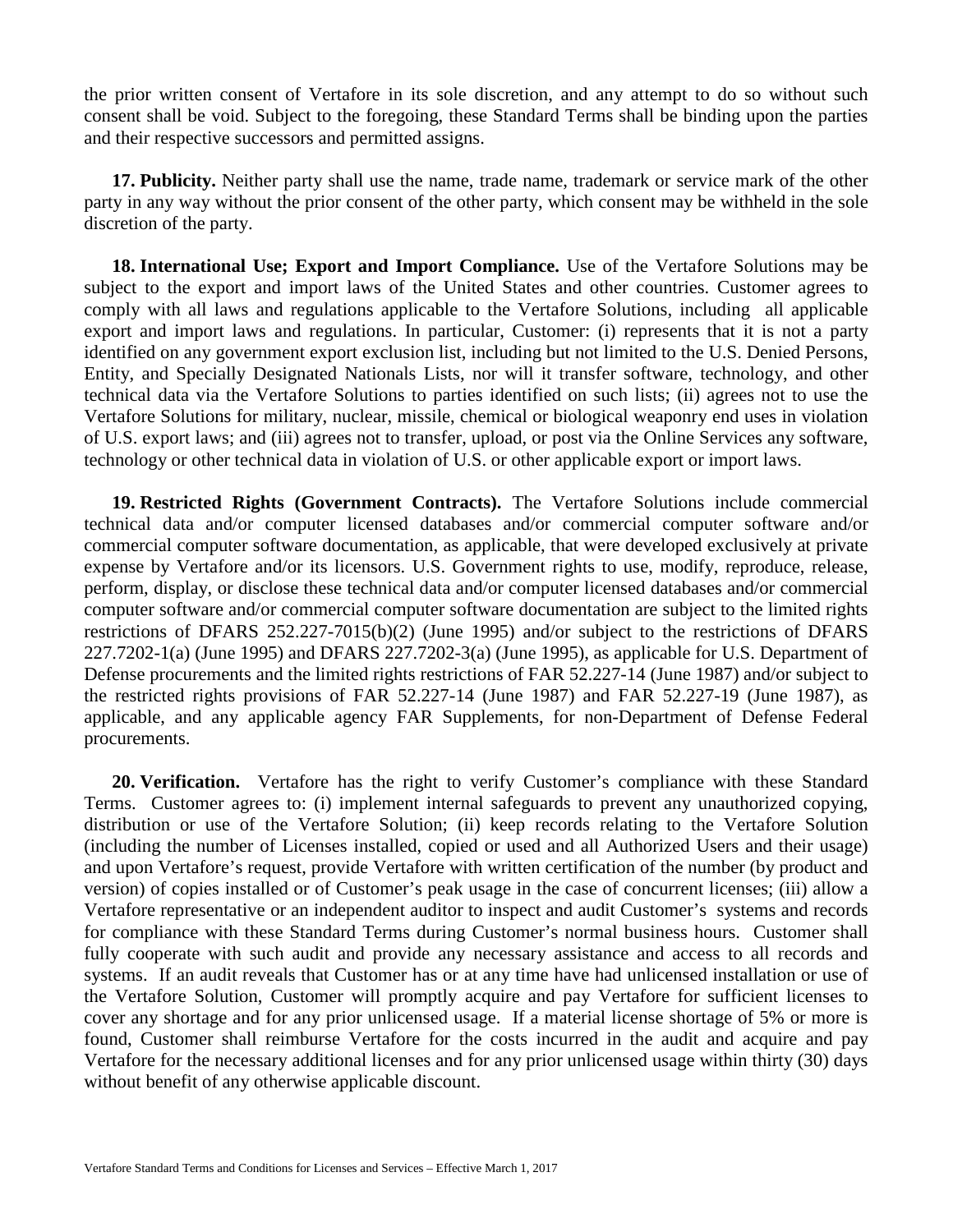the prior written consent of Vertafore in its sole discretion, and any attempt to do so without such consent shall be void. Subject to the foregoing, these Standard Terms shall be binding upon the parties and their respective successors and permitted assigns.

**17. Publicity.** Neither party shall use the name, trade name, trademark or service mark of the other party in any way without the prior consent of the other party, which consent may be withheld in the sole discretion of the party.

**18. International Use; Export and Import Compliance.** Use of the Vertafore Solutions may be subject to the export and import laws of the United States and other countries. Customer agrees to comply with all laws and regulations applicable to the Vertafore Solutions, including all applicable export and import laws and regulations. In particular, Customer: (i) represents that it is not a party identified on any government export exclusion list, including but not limited to the U.S. Denied Persons, Entity, and Specially Designated Nationals Lists, nor will it transfer software, technology, and other technical data via the Vertafore Solutions to parties identified on such lists; (ii) agrees not to use the Vertafore Solutions for military, nuclear, missile, chemical or biological weaponry end uses in violation of U.S. export laws; and (iii) agrees not to transfer, upload, or post via the Online Services any software, technology or other technical data in violation of U.S. or other applicable export or import laws.

**19. Restricted Rights (Government Contracts).** The Vertafore Solutions include commercial technical data and/or computer licensed databases and/or commercial computer software and/or commercial computer software documentation, as applicable, that were developed exclusively at private expense by Vertafore and/or its licensors. U.S. Government rights to use, modify, reproduce, release, perform, display, or disclose these technical data and/or computer licensed databases and/or commercial computer software and/or commercial computer software documentation are subject to the limited rights restrictions of DFARS 252.227-7015(b)(2) (June 1995) and/or subject to the restrictions of DFARS 227.7202-1(a) (June 1995) and DFARS 227.7202-3(a) (June 1995), as applicable for U.S. Department of Defense procurements and the limited rights restrictions of FAR 52.227-14 (June 1987) and/or subject to the restricted rights provisions of FAR 52.227-14 (June 1987) and FAR 52.227-19 (June 1987), as applicable, and any applicable agency FAR Supplements, for non-Department of Defense Federal procurements.

**20. Verification.** Vertafore has the right to verify Customer's compliance with these Standard Terms. Customer agrees to: (i) implement internal safeguards to prevent any unauthorized copying, distribution or use of the Vertafore Solution; (ii) keep records relating to the Vertafore Solution (including the number of Licenses installed, copied or used and all Authorized Users and their usage) and upon Vertafore's request, provide Vertafore with written certification of the number (by product and version) of copies installed or of Customer's peak usage in the case of concurrent licenses; (iii) allow a Vertafore representative or an independent auditor to inspect and audit Customer's systems and records for compliance with these Standard Terms during Customer's normal business hours. Customer shall fully cooperate with such audit and provide any necessary assistance and access to all records and systems. If an audit reveals that Customer has or at any time have had unlicensed installation or use of the Vertafore Solution, Customer will promptly acquire and pay Vertafore for sufficient licenses to cover any shortage and for any prior unlicensed usage. If a material license shortage of 5% or more is found, Customer shall reimburse Vertafore for the costs incurred in the audit and acquire and pay Vertafore for the necessary additional licenses and for any prior unlicensed usage within thirty (30) days without benefit of any otherwise applicable discount.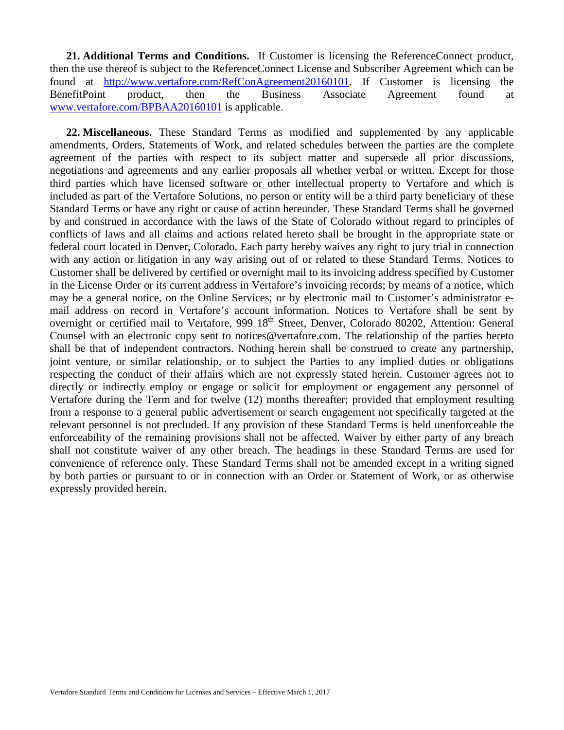**21. Additional Terms and Conditions.** If Customer is licensing the ReferenceConnect product, then the use thereof is subject to the ReferenceConnect License and Subscriber Agreement which can be found at http://www.vertafore.com/RefConAgreement20160101. If Customer is licensing the BenefitPoint product, then the Business Associate Agreement found at www.vertafore.com/BPBAA20160101 is applicable.

**22. Miscellaneous.** These Standard Terms as modified and supplemented by any applicable amendments, Orders, Statements of Work, and related schedules between the parties are the complete agreement of the parties with respect to its subject matter and supersede all prior discussions, negotiations and agreements and any earlier proposals all whether verbal or written. Except for those third parties which have licensed software or other intellectual property to Vertafore and which is included as part of the Vertafore Solutions, no person or entity will be a third party beneficiary of these Standard Terms or have any right or cause of action hereunder. These Standard Terms shall be governed by and construed in accordance with the laws of the State of Colorado without regard to principles of conflicts of laws and all claims and actions related hereto shall be brought in the appropriate state or federal court located in Denver, Colorado. Each party hereby waives any right to jury trial in connection with any action or litigation in any way arising out of or related to these Standard Terms. Notices to Customer shall be delivered by certified or overnight mail to its invoicing address specified by Customer in the License Order or its current address in Vertafore's invoicing records; by means of a notice, which may be a general notice, on the Online Services; or by electronic mail to Customer's administrator e-mail address on record in Vertafore's account information. Notices to Vertafore shall be sent by overnight or certified mail to Vertafore, 999 18th Street, Denver, Colorado 80202, Attention: General Counsel with an electronic copy sent to notices@vertafore.com. The relationship of the parties hereto shall be that of independent contractors. Nothing herein shall be construed to create any partnership, joint venture, or similar relationship, or to subject the Parties to any implied duties or obligations respecting the conduct of their affairs which are not expressly stated herein. Customer agrees not to directly or indirectly employ or engage or solicit for employment or engagement any personnel of Vertafore during the Term and for twelve (12) months thereafter; provided that employment resulting from a response to a general public advertisement or search engagement not specifically targeted at the relevant personnel is not precluded. If any provision of these Standard Terms is held unenforceable the enforceability of the remaining provisions shall not be affected. Waiver by either party of any breach shall not constitute waiver of any other breach. The headings in these Standard Terms are used for convenience of reference only. These Standard Terms shall not be amended except in a writing signed by both parties or pursuant to or in connection with an Order or Statement of Work, or as otherwise expressly provided herein.